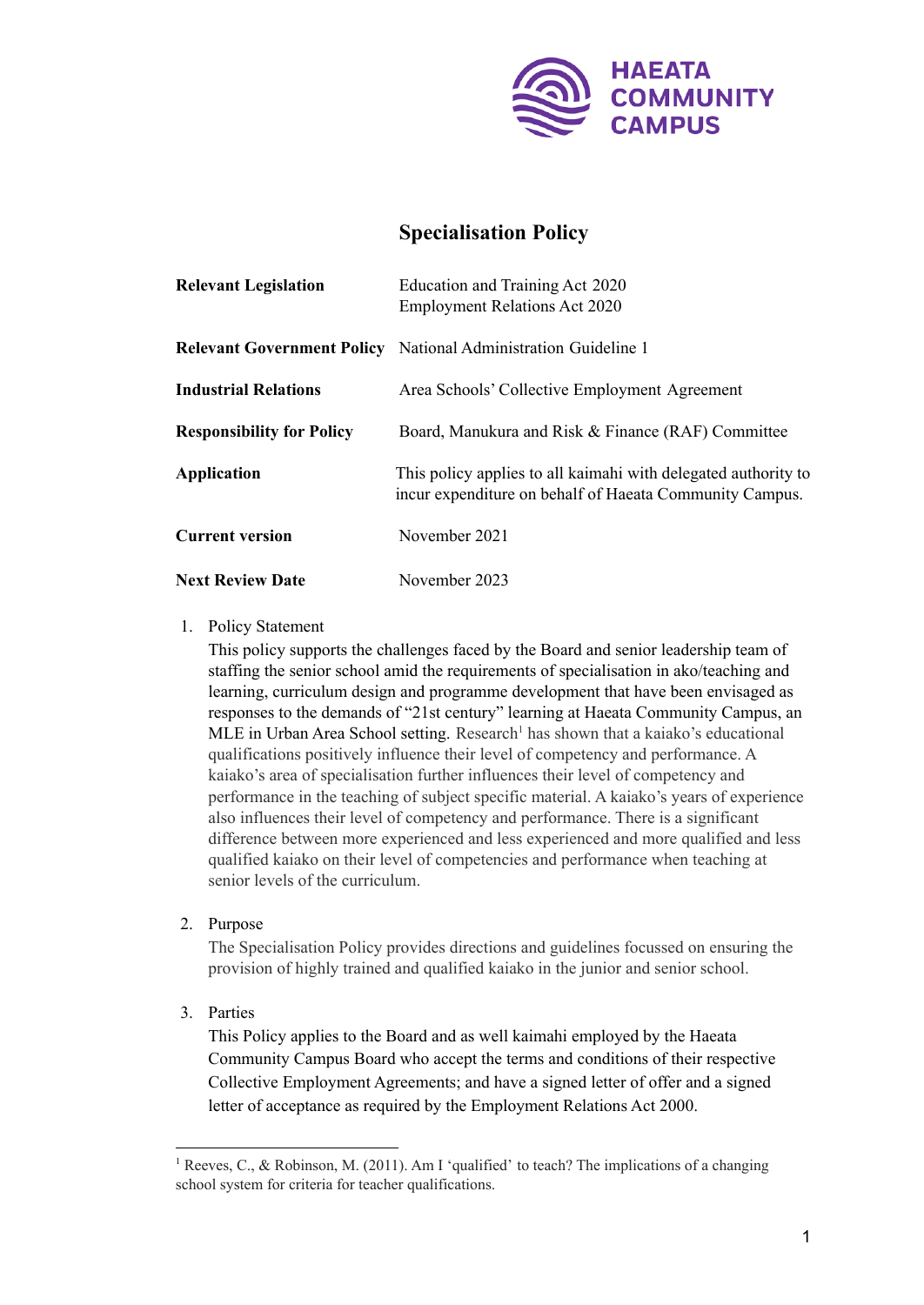HAEATA COMMUNITY CAMPUS

# Specialisation Policy

| | |
|---|---|
| **Relevant Legislation** | Education and Training Act 2020<br>Employment Relations Act 2020 |
| **Relevant Government Policy** | National Administration Guideline 1 |
| **Industrial Relations** | Area Schools' Collective Employment Agreement |
| **Responsibility for Policy** | Board, Manukura and Risk & Finance (RAF) Committee |
| **Application** | This policy applies to all kaimahi with delegated authority to incur expenditure on behalf of Haeata Community Campus. |
| **Current version** | November 2021 |
| **Next Review Date** | November 2023 |

1. Policy Statement
   This policy supports the challenges faced by the Board and senior leadership team of staffing the senior school amid the requirements of specialisation in ako/teaching and learning, curriculum design and programme development that have been envisaged as responses to the demands of "21st century" learning at Haeata Community Campus, an MLE in Urban Area School setting. Research[1] has shown that a kaiako's educational qualifications positively influence their level of competency and performance. A kaiako's area of specialisation further influences their level of competency and performance in the teaching of subject specific material. A kaiako's years of experience also influences their level of competency and performance. There is a significant difference between more experienced and less experienced and more qualified and less qualified kaiako on their level of competencies and performance when teaching at senior levels of the curriculum.

2. Purpose
   The Specialisation Policy provides directions and guidelines focussed on ensuring the provision of highly trained and qualified kaiako in the junior and senior school.

3. Parties
   This Policy applies to the Board and as well kaimahi employed by the Haeata Community Campus Board who accept the terms and conditions of their respective Collective Employment Agreements; and have a signed letter of offer and a signed letter of acceptance as required by the Employment Relations Act 2000.

---

[1] Reeves, C., & Robinson, M. (2011). Am I 'qualified' to teach? The implications of a changing school system for criteria for teacher qualifications.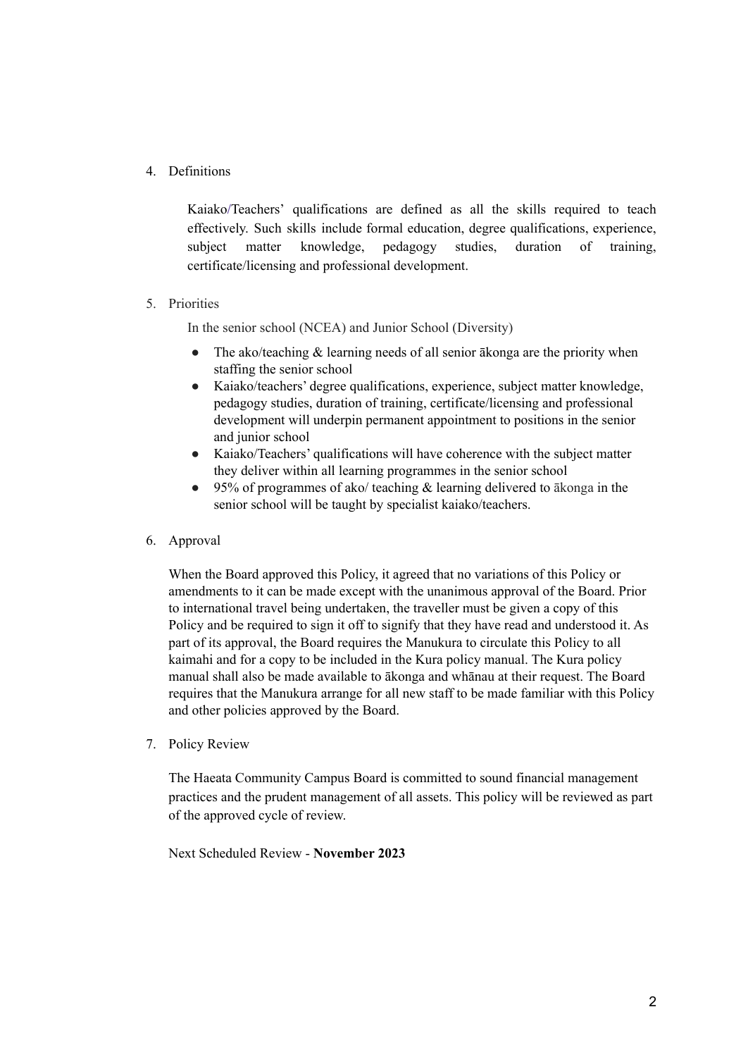4. Definitions

   Kaiako/Teachers' qualifications are defined as all the skills required to teach effectively. Such skills include formal education, degree qualifications, experience, subject matter knowledge, pedagogy studies, duration of training, certificate/licensing and professional development.

5. Priorities

   In the senior school (NCEA) and Junior School (Diversity)

   - The ako/teaching & learning needs of all senior ākonga are the priority when staffing the senior school
   - Kaiako/teachers' degree qualifications, experience, subject matter knowledge, pedagogy studies, duration of training, certificate/licensing and professional development will underpin permanent appointment to positions in the senior and junior school
   - Kaiako/Teachers' qualifications will have coherence with the subject matter they deliver within all learning programmes in the senior school
   - 95% of programmes of ako/ teaching & learning delivered to ākonga in the senior school will be taught by specialist kaiako/teachers.

6. Approval

   When the Board approved this Policy, it agreed that no variations of this Policy or amendments to it can be made except with the unanimous approval of the Board. Prior to international travel being undertaken, the traveller must be given a copy of this Policy and be required to sign it off to signify that they have read and understood it. As part of its approval, the Board requires the Manukura to circulate this Policy to all kaimahi and for a copy to be included in the Kura policy manual. The Kura policy manual shall also be made available to ākonga and whānau at their request. The Board requires that the Manukura arrange for all new staff to be made familiar with this Policy and other policies approved by the Board.

7. Policy Review

   The Haeata Community Campus Board is committed to sound financial management practices and the prudent management of all assets. This policy will be reviewed as part of the approved cycle of review.

   Next Scheduled Review - **November 2023**